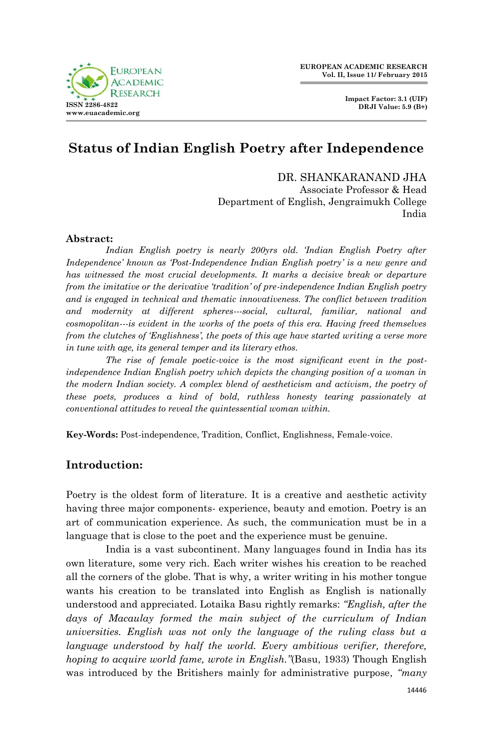# Status of Indian English Poetry after Independence

DR. SHANKARANAND JHA
Associate Professor & Head
Department of English, Jengraimukh College
India

**Abstract:**

*Indian English poetry is nearly 200yrs old. 'Indian English Poetry after Independence' known as 'Post-Independence Indian English poetry' is a new genre and has witnessed the most crucial developments. It marks a decisive break or departure from the imitative or the derivative 'tradition' of pre-independence Indian English poetry and is engaged in technical and thematic innovativeness. The conflict between tradition and modernity at different spheres---social, cultural, familiar, national and cosmopolitan---is evident in the works of the poets of this era. Having freed themselves from the clutches of 'Englishness', the poets of this age have started writing a verse more in tune with age, its general temper and its literary ethos.*

*The rise of female poetic-voice is the most significant event in the post-independence Indian English poetry which depicts the changing position of a woman in the modern Indian society. A complex blend of aestheticism and activism, the poetry of these poets, produces a kind of bold, ruthless honesty tearing passionately at conventional attitudes to reveal the quintessential woman within.*

**Key-Words:** Post-independence, Tradition, Conflict, Englishness, Female-voice.

## Introduction:

Poetry is the oldest form of literature. It is a creative and aesthetic activity having three major components- experience, beauty and emotion. Poetry is an art of communication experience. As such, the communication must be in a language that is close to the poet and the experience must be genuine.

India is a vast subcontinent. Many languages found in India has its own literature, some very rich. Each writer wishes his creation to be reached all the corners of the globe. That is why, a writer writing in his mother tongue wants his creation to be translated into English as English is nationally understood and appreciated. Lotaika Basu rightly remarks: *"English, after the days of Macaulay formed the main subject of the curriculum of Indian universities. English was not only the language of the ruling class but a language understood by half the world. Every ambitious verifier, therefore, hoping to acquire world fame, wrote in English."*(Basu, 1933) Though English was introduced by the Britishers mainly for administrative purpose, *"many*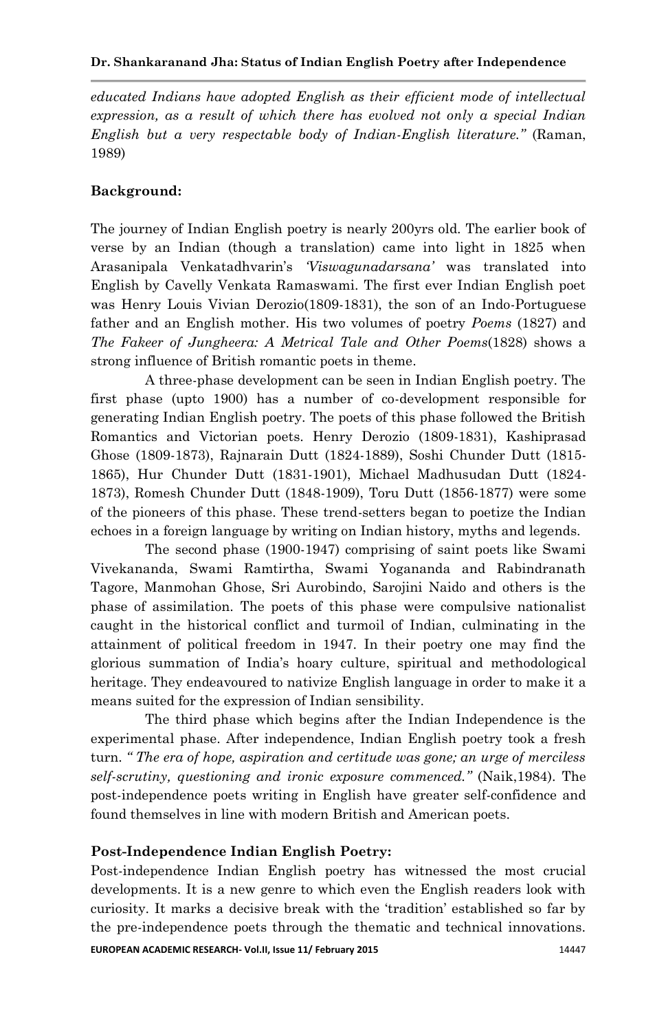*educated Indians have adopted English as their efficient mode of intellectual expression, as a result of which there has evolved not only a special Indian English but a very respectable body of Indian-English literature."* (Raman, 1989)

**Background:**

The journey of Indian English poetry is nearly 200yrs old. The earlier book of verse by an Indian (though a translation) came into light in 1825 when Arasanipala Venkatadhvarin's *'Viswagunadarsana'* was translated into English by Cavelly Venkata Ramaswami. The first ever Indian English poet was Henry Louis Vivian Derozio(1809-1831), the son of an Indo-Portuguese father and an English mother. His two volumes of poetry *Poems* (1827) and *The Fakeer of Jungheera: A Metrical Tale and Other Poems*(1828) shows a strong influence of British romantic poets in theme.

A three-phase development can be seen in Indian English poetry. The first phase (upto 1900) has a number of co-development responsible for generating Indian English poetry. The poets of this phase followed the British Romantics and Victorian poets. Henry Derozio (1809-1831), Kashiprasad Ghose (1809-1873), Rajnarain Dutt (1824-1889), Soshi Chunder Dutt (1815-1865), Hur Chunder Dutt (1831-1901), Michael Madhusudan Dutt (1824-1873), Romesh Chunder Dutt (1848-1909), Toru Dutt (1856-1877) were some of the pioneers of this phase. These trend-setters began to poetize the Indian echoes in a foreign language by writing on Indian history, myths and legends.

The second phase (1900-1947) comprising of saint poets like Swami Vivekananda, Swami Ramtirtha, Swami Yogananda and Rabindranath Tagore, Manmohan Ghose, Sri Aurobindo, Sarojini Naido and others is the phase of assimilation. The poets of this phase were compulsive nationalist caught in the historical conflict and turmoil of Indian, culminating in the attainment of political freedom in 1947. In their poetry one may find the glorious summation of India's hoary culture, spiritual and methodological heritage. They endeavoured to nativize English language in order to make it a means suited for the expression of Indian sensibility.

The third phase which begins after the Indian Independence is the experimental phase. After independence, Indian English poetry took a fresh turn. *" The era of hope, aspiration and certitude was gone; an urge of merciless self-scrutiny, questioning and ironic exposure commenced."* (Naik,1984). The post-independence poets writing in English have greater self-confidence and found themselves in line with modern British and American poets.

**Post-Independence Indian English Poetry:**

Post-independence Indian English poetry has witnessed the most crucial developments. It is a new genre to which even the English readers look with curiosity. It marks a decisive break with the 'tradition' established so far by the pre-independence poets through the thematic and technical innovations.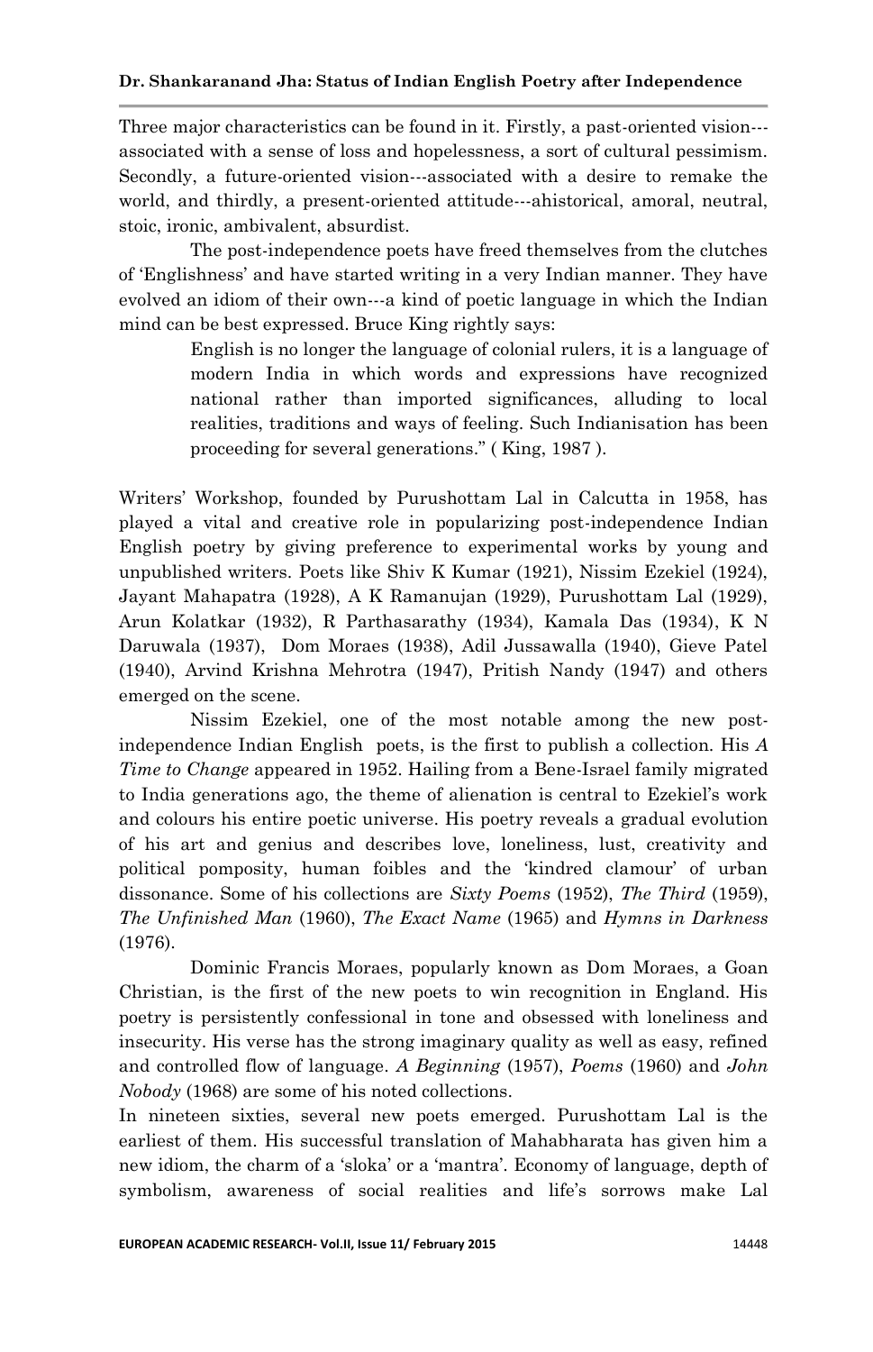Three major characteristics can be found in it. Firstly, a past-oriented vision---associated with a sense of loss and hopelessness, a sort of cultural pessimism. Secondly, a future-oriented vision---associated with a desire to remake the world, and thirdly, a present-oriented attitude---ahistorical, amoral, neutral, stoic, ironic, ambivalent, absurdist.

The post-independence poets have freed themselves from the clutches of 'Englishness' and have started writing in a very Indian manner. They have evolved an idiom of their own---a kind of poetic language in which the Indian mind can be best expressed. Bruce King rightly says:

> English is no longer the language of colonial rulers, it is a language of modern India in which words and expressions have recognized national rather than imported significances, alluding to local realities, traditions and ways of feeling. Such Indianisation has been proceeding for several generations." ( King, 1987 ).

Writers' Workshop, founded by Purushottam Lal in Calcutta in 1958, has played a vital and creative role in popularizing post-independence Indian English poetry by giving preference to experimental works by young and unpublished writers. Poets like Shiv K Kumar (1921), Nissim Ezekiel (1924), Jayant Mahapatra (1928), A K Ramanujan (1929), Purushottam Lal (1929), Arun Kolatkar (1932), R Parthasarathy (1934), Kamala Das (1934), K N Daruwala (1937), Dom Moraes (1938), Adil Jussawalla (1940), Gieve Patel (1940), Arvind Krishna Mehrotra (1947), Pritish Nandy (1947) and others emerged on the scene.

Nissim Ezekiel, one of the most notable among the new post-independence Indian English poets, is the first to publish a collection. His *A Time to Change* appeared in 1952. Hailing from a Bene-Israel family migrated to India generations ago, the theme of alienation is central to Ezekiel's work and colours his entire poetic universe. His poetry reveals a gradual evolution of his art and genius and describes love, loneliness, lust, creativity and political pomposity, human foibles and the 'kindred clamour' of urban dissonance. Some of his collections are *Sixty Poems* (1952), *The Third* (1959), *The Unfinished Man* (1960), *The Exact Name* (1965) and *Hymns in Darkness* (1976).

Dominic Francis Moraes, popularly known as Dom Moraes, a Goan Christian, is the first of the new poets to win recognition in England. His poetry is persistently confessional in tone and obsessed with loneliness and insecurity. His verse has the strong imaginary quality as well as easy, refined and controlled flow of language. *A Beginning* (1957), *Poems* (1960) and *John Nobody* (1968) are some of his noted collections.

In nineteen sixties, several new poets emerged. Purushottam Lal is the earliest of them. His successful translation of Mahabharata has given him a new idiom, the charm of a 'sloka' or a 'mantra'. Economy of language, depth of symbolism, awareness of social realities and life's sorrows make Lal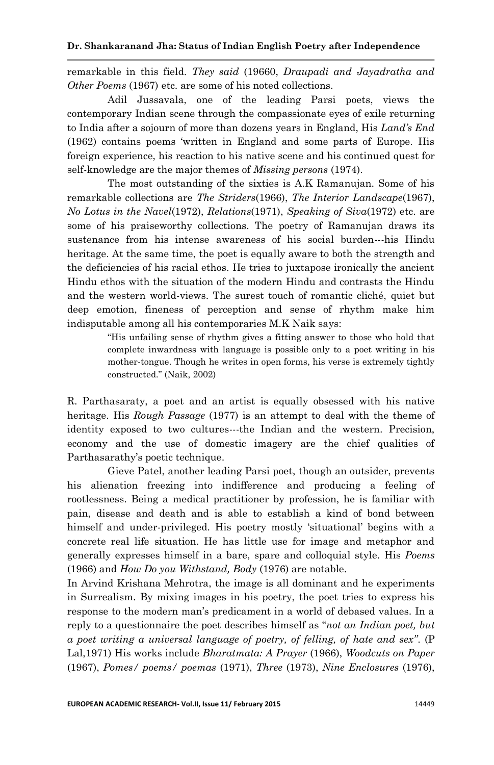remarkable in this field. *They said* (19660, *Draupadi and Jayadratha and Other Poems* (1967) etc. are some of his noted collections.

Adil Jussavala, one of the leading Parsi poets, views the contemporary Indian scene through the compassionate eyes of exile returning to India after a sojourn of more than dozens years in England, His *Land's End* (1962) contains poems 'written in England and some parts of Europe. His foreign experience, his reaction to his native scene and his continued quest for self-knowledge are the major themes of *Missing persons* (1974).

The most outstanding of the sixties is A.K Ramanujan. Some of his remarkable collections are *The Striders*(1966), *The Interior Landscape*(1967), *No Lotus in the Navel*(1972), *Relations*(1971), *Speaking of Siva*(1972) etc. are some of his praiseworthy collections. The poetry of Ramanujan draws its sustenance from his intense awareness of his social burden---his Hindu heritage. At the same time, the poet is equally aware to both the strength and the deficiencies of his racial ethos. He tries to juxtapose ironically the ancient Hindu ethos with the situation of the modern Hindu and contrasts the Hindu and the western world-views. The surest touch of romantic cliché, quiet but deep emotion, fineness of perception and sense of rhythm make him indisputable among all his contemporaries M.K Naik says:

> "His unfailing sense of rhythm gives a fitting answer to those who hold that complete inwardness with language is possible only to a poet writing in his mother-tongue. Though he writes in open forms, his verse is extremely tightly constructed." (Naik, 2002)

R. Parthasaraty, a poet and an artist is equally obsessed with his native heritage. His *Rough Passage* (1977) is an attempt to deal with the theme of identity exposed to two cultures---the Indian and the western. Precision, economy and the use of domestic imagery are the chief qualities of Parthasarathy's poetic technique.

Gieve Patel, another leading Parsi poet, though an outsider, prevents his alienation freezing into indifference and producing a feeling of rootlessness. Being a medical practitioner by profession, he is familiar with pain, disease and death and is able to establish a kind of bond between himself and under-privileged. His poetry mostly 'situational' begins with a concrete real life situation. He has little use for image and metaphor and generally expresses himself in a bare, spare and colloquial style. His *Poems* (1966) and *How Do you Withstand, Body* (1976) are notable.

In Arvind Krishana Mehrotra, the image is all dominant and he experiments in Surrealism. By mixing images in his poetry, the poet tries to express his response to the modern man's predicament in a world of debased values. In a reply to a questionnaire the poet describes himself as "*not an Indian poet, but a poet writing a universal language of poetry, of felling, of hate and sex"*. (P Lal,1971) His works include *Bharatmata: A Prayer* (1966), *Woodcuts on Paper* (1967), *Pomes/ poems/ poemas* (1971), *Three* (1973), *Nine Enclosures* (1976),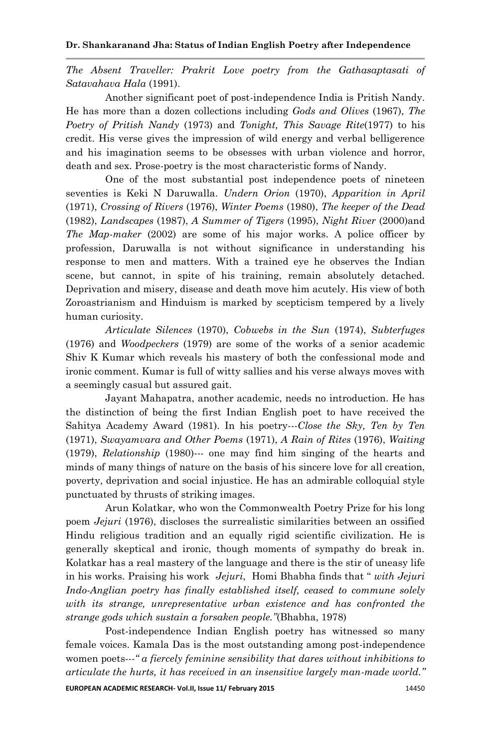*The Absent Traveller: Prakrit Love poetry from the Gathasaptasati of Satavahava Hala* (1991).

Another significant poet of post-independence India is Pritish Nandy. He has more than a dozen collections including *Gods and Olives* (1967), *The Poetry of Pritish Nandy* (1973) and *Tonight, This Savage Rite*(1977) to his credit. His verse gives the impression of wild energy and verbal belligerence and his imagination seems to be obsesses with urban violence and horror, death and sex. Prose-poetry is the most characteristic forms of Nandy.

One of the most substantial post independence poets of nineteen seventies is Keki N Daruwalla. *Undern Orion* (1970), *Apparition in April* (1971), *Crossing of Rivers* (1976), *Winter Poems* (1980), *The keeper of the Dead* (1982), *Landscapes* (1987), *A Summer of Tigers* (1995), *Night River* (2000)and *The Map-maker* (2002) are some of his major works. A police officer by profession, Daruwalla is not without significance in understanding his response to men and matters. With a trained eye he observes the Indian scene, but cannot, in spite of his training, remain absolutely detached. Deprivation and misery, disease and death move him acutely. His view of both Zoroastrianism and Hinduism is marked by scepticism tempered by a lively human curiosity.

*Articulate Silences* (1970), *Cobwebs in the Sun* (1974), *Subterfuges* (1976) and *Woodpeckers* (1979) are some of the works of a senior academic Shiv K Kumar which reveals his mastery of both the confessional mode and ironic comment. Kumar is full of witty sallies and his verse always moves with a seemingly casual but assured gait.

Jayant Mahapatra, another academic, needs no introduction. He has the distinction of being the first Indian English poet to have received the Sahitya Academy Award (1981). In his poetry---*Close the Sky, Ten by Ten* (1971), *Swayamvara and Other Poems* (1971), *A Rain of Rites* (1976), *Waiting* (1979), *Relationship* (1980)--- one may find him singing of the hearts and minds of many things of nature on the basis of his sincere love for all creation, poverty, deprivation and social injustice. He has an admirable colloquial style punctuated by thrusts of striking images.

Arun Kolatkar, who won the Commonwealth Poetry Prize for his long poem *Jejuri* (1976), discloses the surrealistic similarities between an ossified Hindu religious tradition and an equally rigid scientific civilization. He is generally skeptical and ironic, though moments of sympathy do break in. Kolatkar has a real mastery of the language and there is the stir of uneasy life in his works. Praising his work *Jejuri*, Homi Bhabha finds that " *with Jejuri Indo-Anglian poetry has finally established itself, ceased to commune solely with its strange, unrepresentative urban existence and has confronted the strange gods which sustain a forsaken people."*(Bhabha, 1978)

Post-independence Indian English poetry has witnessed so many female voices. Kamala Das is the most outstanding among post-independence women poets---*" a fiercely feminine sensibility that dares without inhibitions to articulate the hurts, it has received in an insensitive largely man-made world."*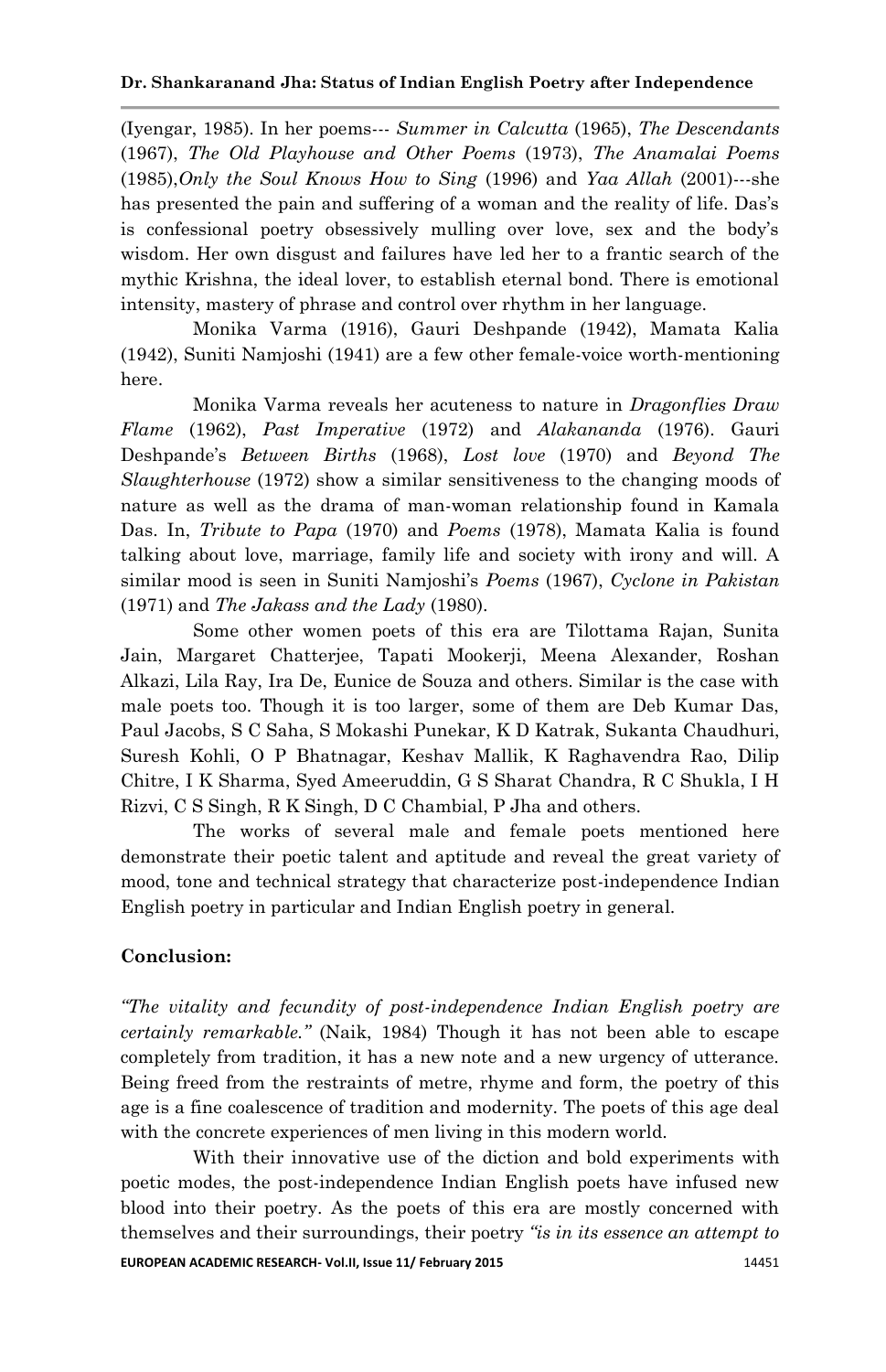(Iyengar, 1985). In her poems--- *Summer in Calcutta* (1965), *The Descendants* (1967), *The Old Playhouse and Other Poems* (1973), *The Anamalai Poems* (1985),*Only the Soul Knows How to Sing* (1996) and *Yaa Allah* (2001)---she has presented the pain and suffering of a woman and the reality of life. Das's is confessional poetry obsessively mulling over love, sex and the body's wisdom. Her own disgust and failures have led her to a frantic search of the mythic Krishna, the ideal lover, to establish eternal bond. There is emotional intensity, mastery of phrase and control over rhythm in her language.

Monika Varma (1916), Gauri Deshpande (1942), Mamata Kalia (1942), Suniti Namjoshi (1941) are a few other female-voice worth-mentioning here.

Monika Varma reveals her acuteness to nature in *Dragonflies Draw Flame* (1962), *Past Imperative* (1972) and *Alakananda* (1976). Gauri Deshpande's *Between Births* (1968), *Lost love* (1970) and *Beyond The Slaughterhouse* (1972) show a similar sensitiveness to the changing moods of nature as well as the drama of man-woman relationship found in Kamala Das. In, *Tribute to Papa* (1970) and *Poems* (1978), Mamata Kalia is found talking about love, marriage, family life and society with irony and will. A similar mood is seen in Suniti Namjoshi's *Poems* (1967), *Cyclone in Pakistan* (1971) and *The Jakass and the Lady* (1980).

Some other women poets of this era are Tilottama Rajan, Sunita Jain, Margaret Chatterjee, Tapati Mookerji, Meena Alexander, Roshan Alkazi, Lila Ray, Ira De, Eunice de Souza and others. Similar is the case with male poets too. Though it is too larger, some of them are Deb Kumar Das, Paul Jacobs, S C Saha, S Mokashi Punekar, K D Katrak, Sukanta Chaudhuri, Suresh Kohli, O P Bhatnagar, Keshav Mallik, K Raghavendra Rao, Dilip Chitre, I K Sharma, Syed Ameeruddin, G S Sharat Chandra, R C Shukla, I H Rizvi, C S Singh, R K Singh, D C Chambial, P Jha and others.

The works of several male and female poets mentioned here demonstrate their poetic talent and aptitude and reveal the great variety of mood, tone and technical strategy that characterize post-independence Indian English poetry in particular and Indian English poetry in general.

**Conclusion:**

*"The vitality and fecundity of post-independence Indian English poetry are certainly remarkable."* (Naik, 1984) Though it has not been able to escape completely from tradition, it has a new note and a new urgency of utterance. Being freed from the restraints of metre, rhyme and form, the poetry of this age is a fine coalescence of tradition and modernity. The poets of this age deal with the concrete experiences of men living in this modern world.

With their innovative use of the diction and bold experiments with poetic modes, the post-independence Indian English poets have infused new blood into their poetry. As the poets of this era are mostly concerned with themselves and their surroundings, their poetry *"is in its essence an attempt to*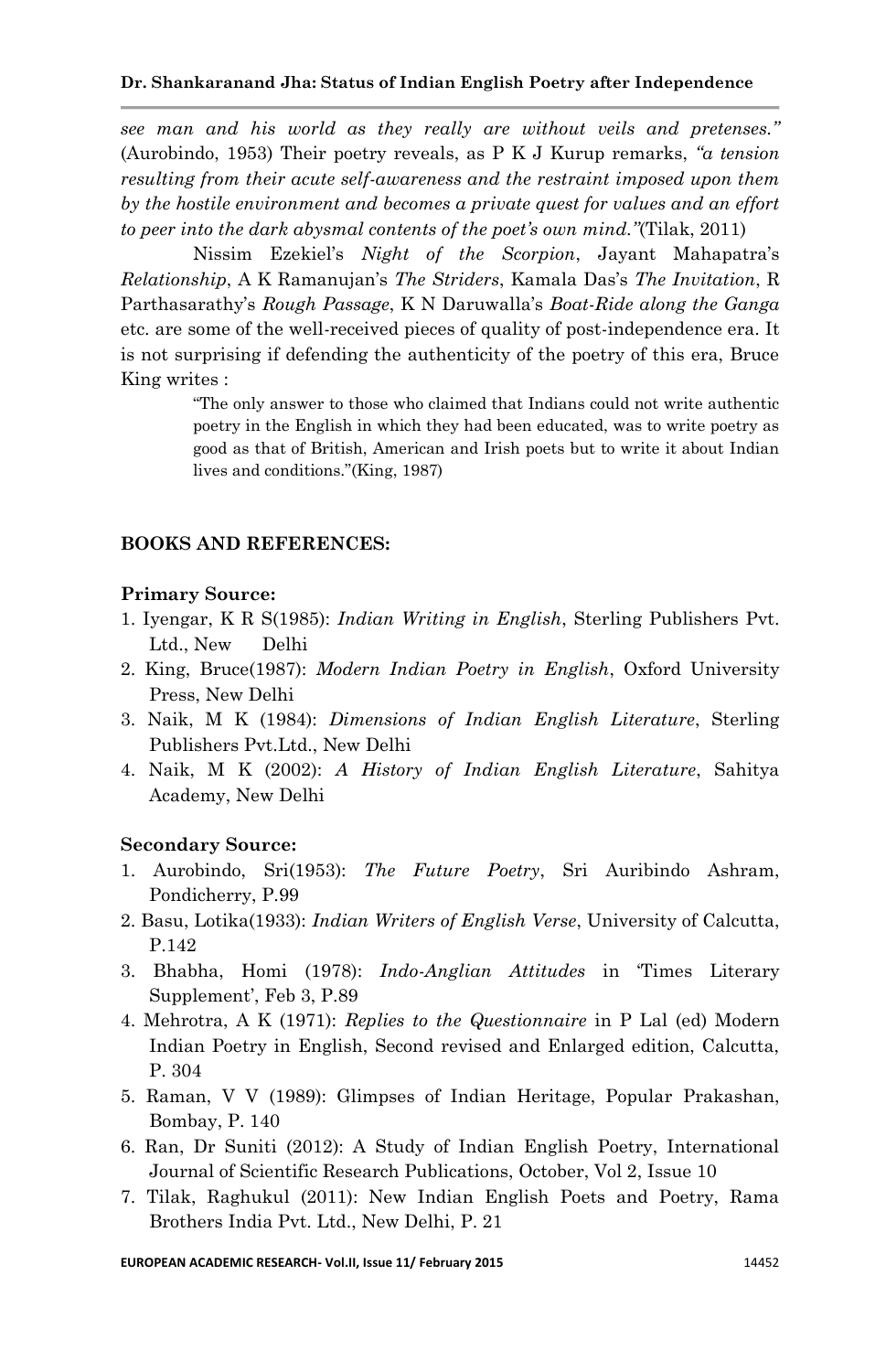*see man and his world as they really are without veils and pretenses."* (Aurobindo, 1953) Their poetry reveals, as P K J Kurup remarks, *"a tension resulting from their acute self-awareness and the restraint imposed upon them by the hostile environment and becomes a private quest for values and an effort to peer into the dark abysmal contents of the poet's own mind."*(Tilak, 2011)

Nissim Ezekiel's *Night of the Scorpion*, Jayant Mahapatra's *Relationship*, A K Ramanujan's *The Striders*, Kamala Das's *The Invitation*, R Parthasarathy's *Rough Passage*, K N Daruwalla's *Boat-Ride along the Ganga* etc. are some of the well-received pieces of quality of post-independence era. It is not surprising if defending the authenticity of the poetry of this era, Bruce King writes :

> "The only answer to those who claimed that Indians could not write authentic poetry in the English in which they had been educated, was to write poetry as good as that of British, American and Irish poets but to write it about Indian lives and conditions."(King, 1987)

## BOOKS AND REFERENCES:

### Primary Source:

1. Iyengar, K R S(1985): *Indian Writing in English*, Sterling Publishers Pvt. Ltd., New Delhi
2. King, Bruce(1987): *Modern Indian Poetry in English*, Oxford University Press, New Delhi
3. Naik, M K (1984): *Dimensions of Indian English Literature*, Sterling Publishers Pvt.Ltd., New Delhi
4. Naik, M K (2002): *A History of Indian English Literature*, Sahitya Academy, New Delhi

### Secondary Source:

1. Aurobindo, Sri(1953): *The Future Poetry*, Sri Auribindo Ashram, Pondicherry, P.99
2. Basu, Lotika(1933): *Indian Writers of English Verse*, University of Calcutta, P.142
3. Bhabha, Homi (1978): *Indo-Anglian Attitudes* in 'Times Literary Supplement', Feb 3, P.89
4. Mehrotra, A K (1971): *Replies to the Questionnaire* in P Lal (ed) Modern Indian Poetry in English, Second revised and Enlarged edition, Calcutta, P. 304
5. Raman, V V (1989): Glimpses of Indian Heritage, Popular Prakashan, Bombay, P. 140
6. Ran, Dr Suniti (2012): A Study of Indian English Poetry, International Journal of Scientific Research Publications, October, Vol 2, Issue 10
7. Tilak, Raghukul (2011): New Indian English Poets and Poetry, Rama Brothers India Pvt. Ltd., New Delhi, P. 21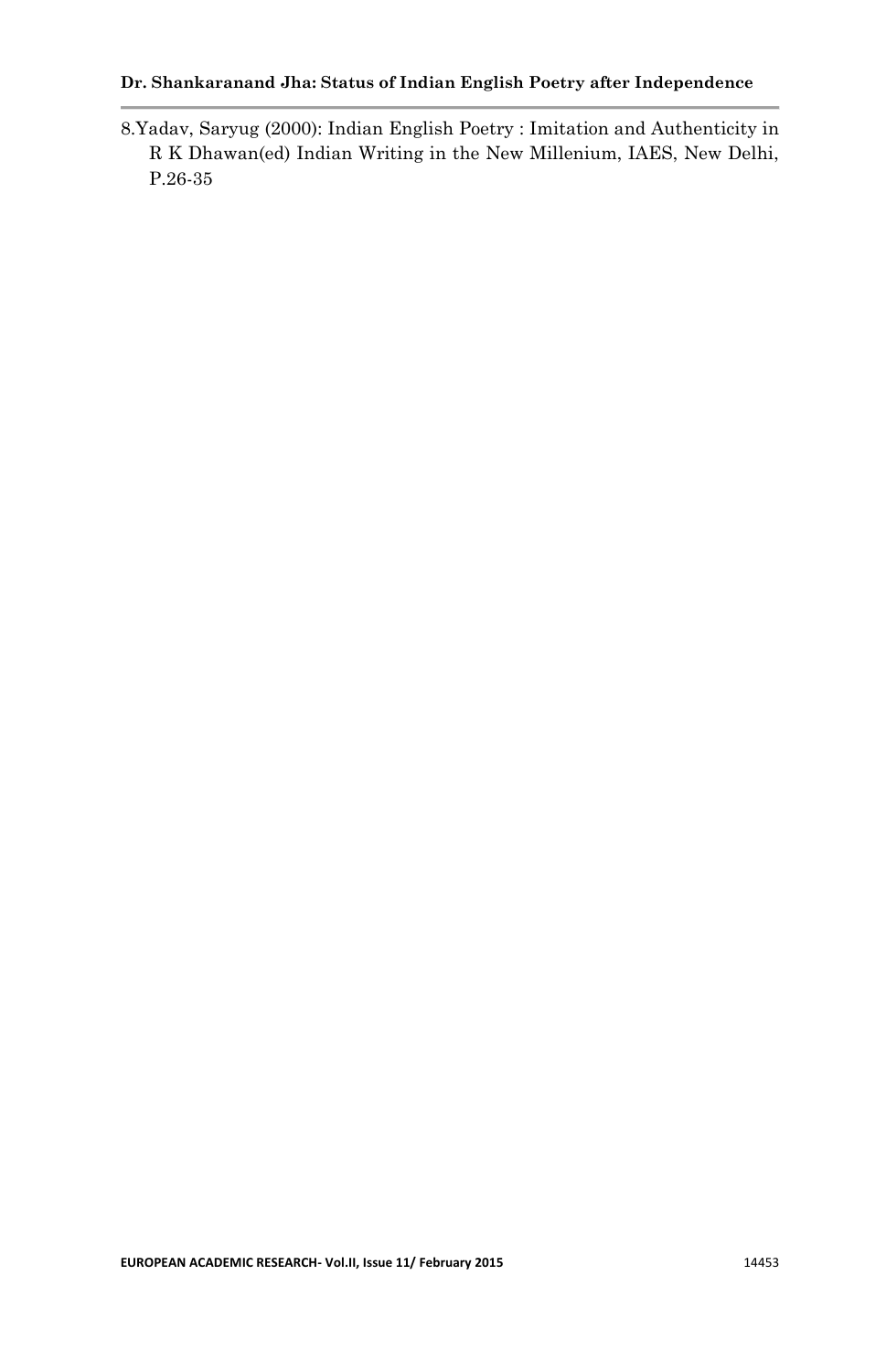8.Yadav, Saryug (2000): Indian English Poetry : Imitation and Authenticity in R K Dhawan(ed) Indian Writing in the New Millenium, IAES, New Delhi, P.26-35